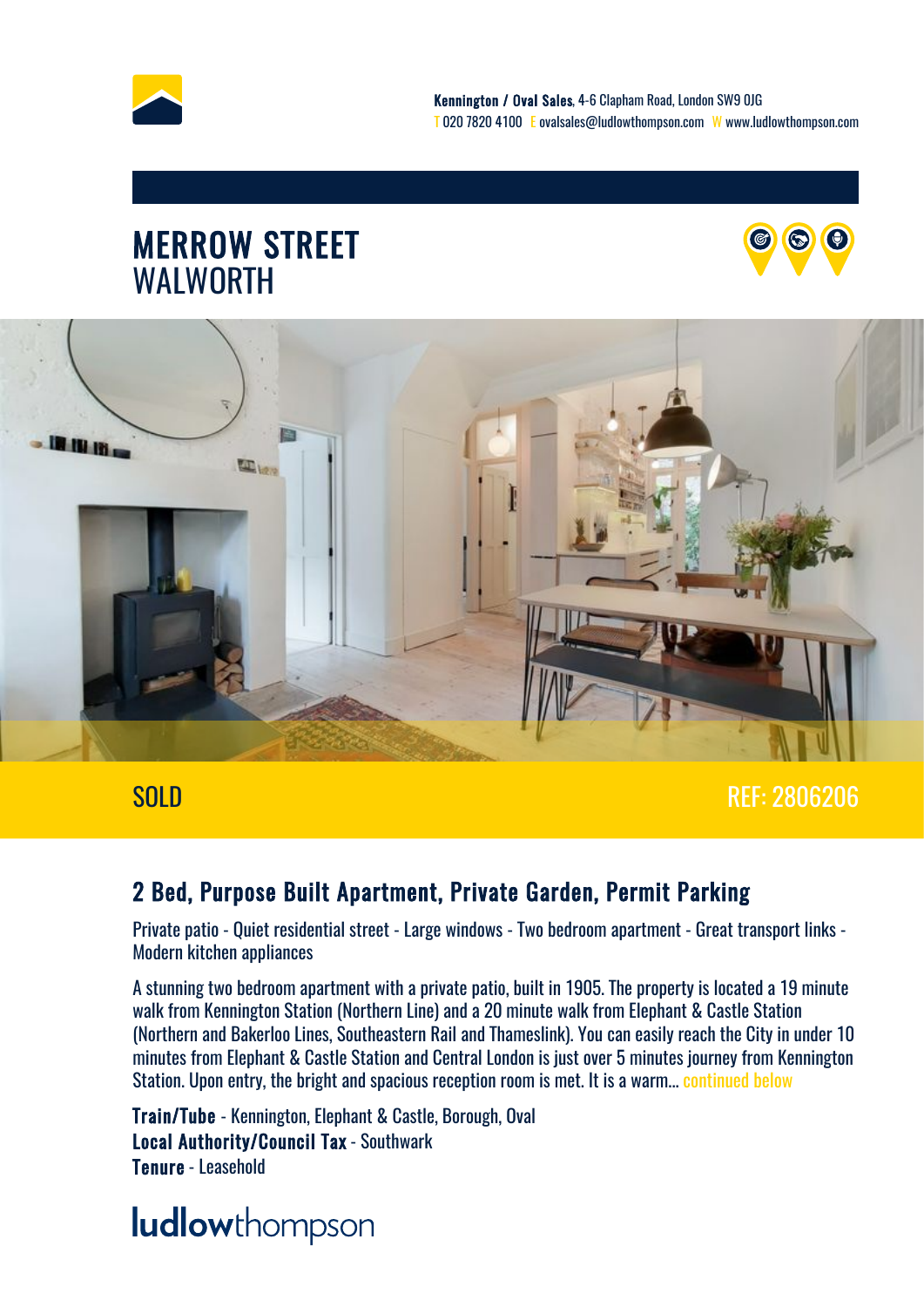Kennington / Oval Sales, 4-6 Clapham Road, London SW9 0JG
T 020 7820 4100 E ovalsales@ludlowthompson.com W www.ludlowthompson.com

# MERROW STREET
WALWORTH

SOLD

REF: 2806206

## 2 Bed, Purpose Built Apartment, Private Garden, Permit Parking

Private patio - Quiet residential street - Large windows - Two bedroom apartment - Great transport links - Modern kitchen appliances

A stunning two bedroom apartment with a private patio, built in 1905. The property is located a 19 minute walk from Kennington Station (Northern Line) and a 20 minute walk from Elephant & Castle Station (Northern and Bakerloo Lines, Southeastern Rail and Thameslink). You can easily reach the City in under 10 minutes from Elephant & Castle Station and Central London is just over 5 minutes journey from Kennington Station. Upon entry, the bright and spacious reception room is met. It is a warm... continued below

**Train/Tube** - Kennington, Elephant & Castle, Borough, Oval
**Local Authority/Council Tax** - Southwark
**Tenure** - Leasehold

ludlowthompson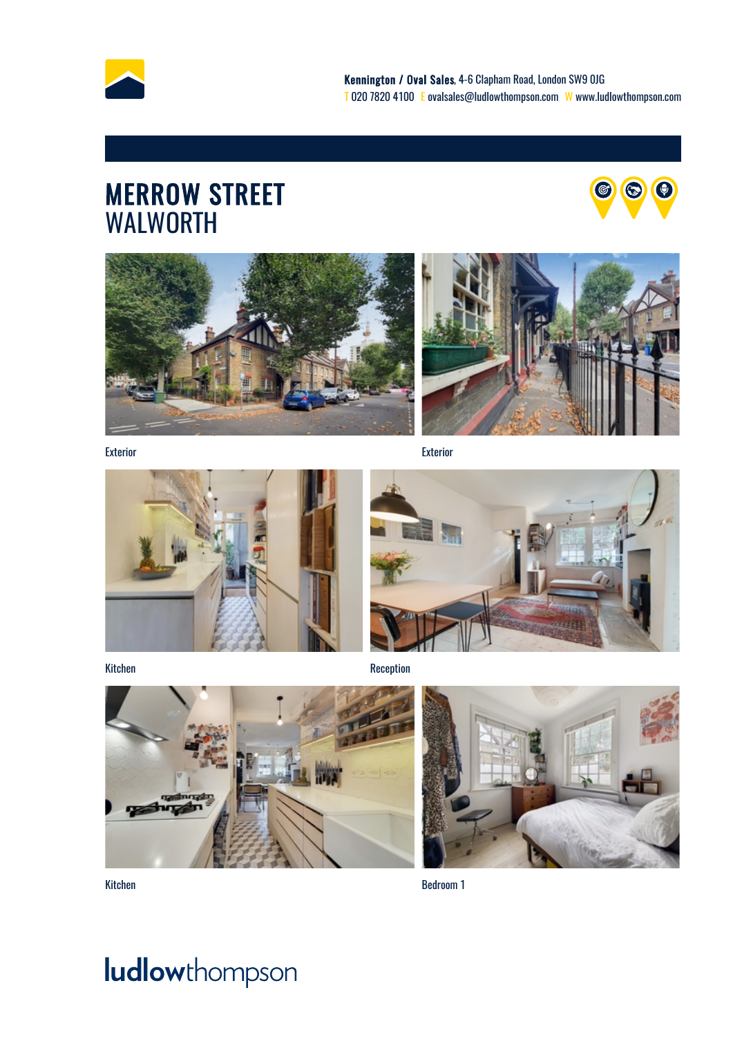**Kennington / Oval Sales**, 4-6 Clapham Road, London SW9 0JG
T 020 7820 4100 E ovalsales@ludlowthompson.com W www.ludlowthompson.com

# MERROW STREET
## WALWORTH

Exterior

Exterior

Kitchen

Reception

Kitchen

Bedroom 1

ludlowthompson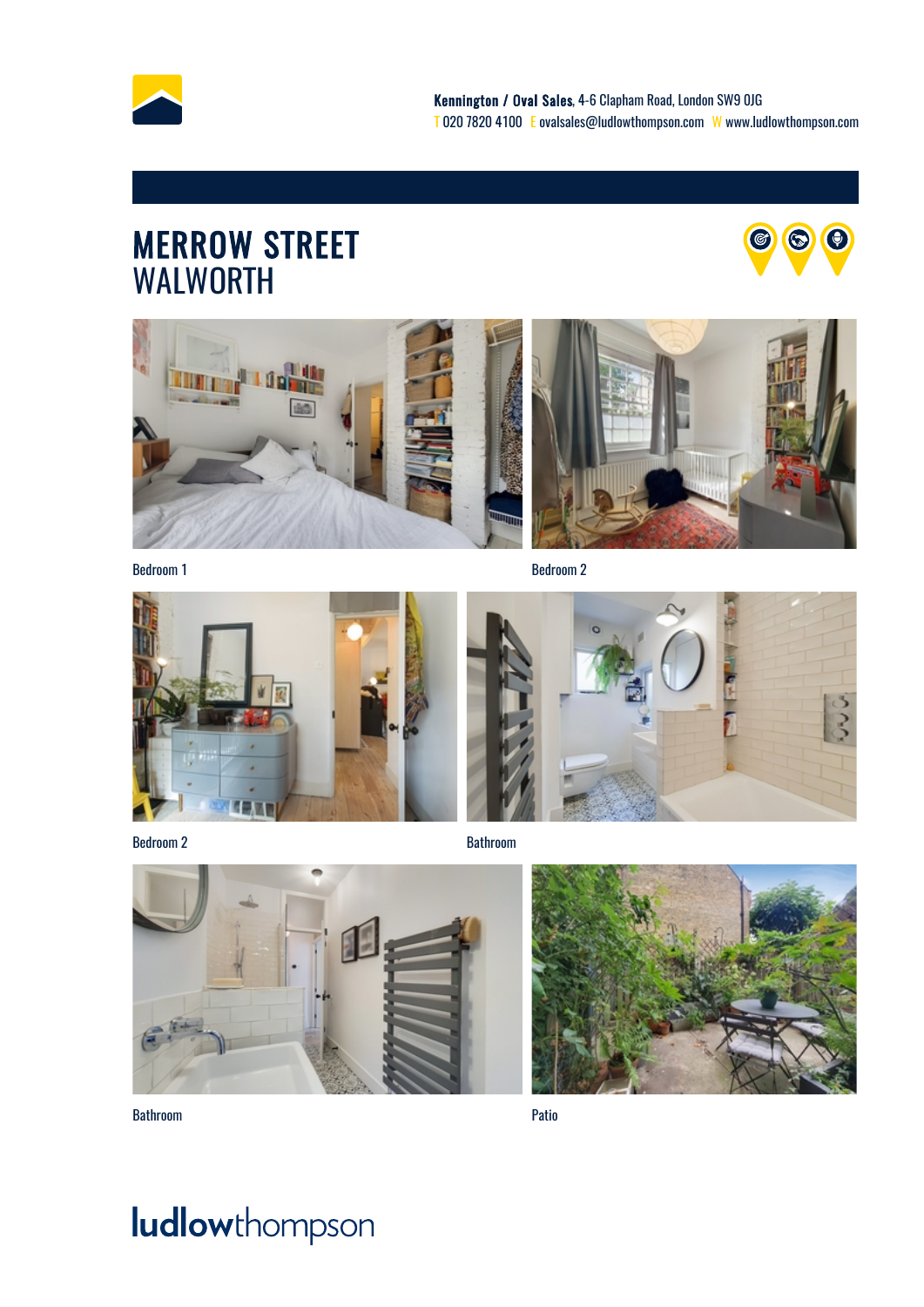**Kennington / Oval Sales**, 4-6 Clapham Road, London SW9 0JG
T 020 7820 4100 E ovalsales@ludlowthompson.com W www.ludlowthompson.com

# MERROW STREET
## WALWORTH

Bedroom 1

Bedroom 2

Bedroom 2

Bathroom

Bathroom

Patio

ludlowthompson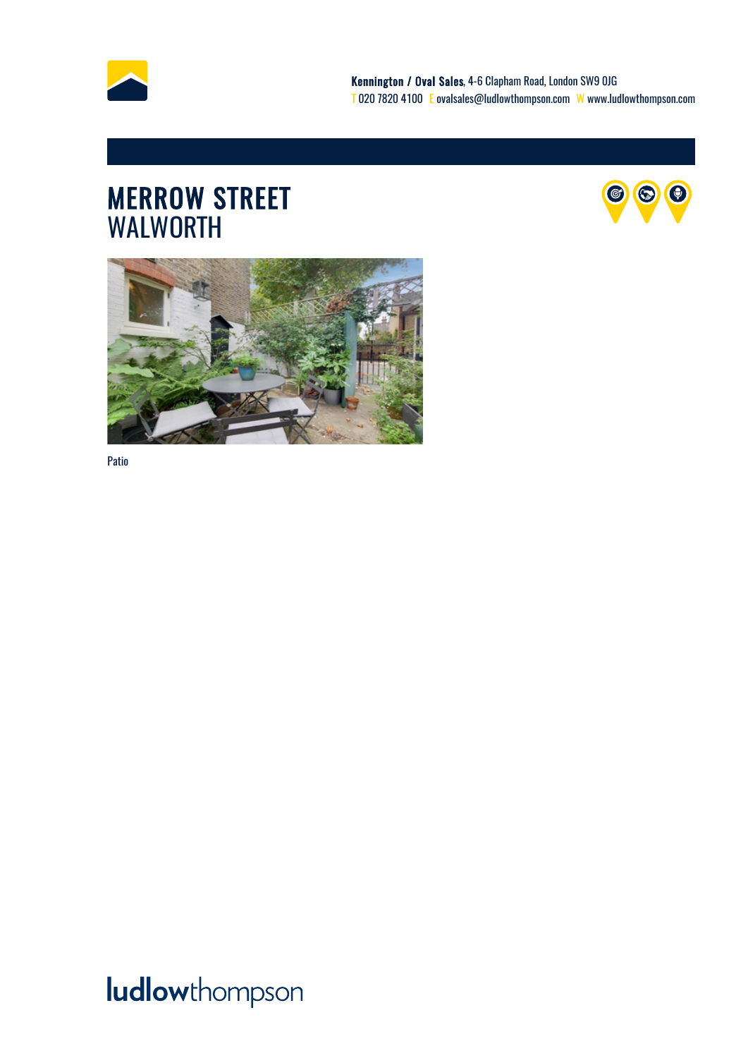**Kennington / Oval Sales**, 4-6 Clapham Road, London SW9 0JG
T 020 7820 4100 E ovalsales@ludlowthompson.com W www.ludlowthompson.com

# MERROW STREET
## WALWORTH

Patio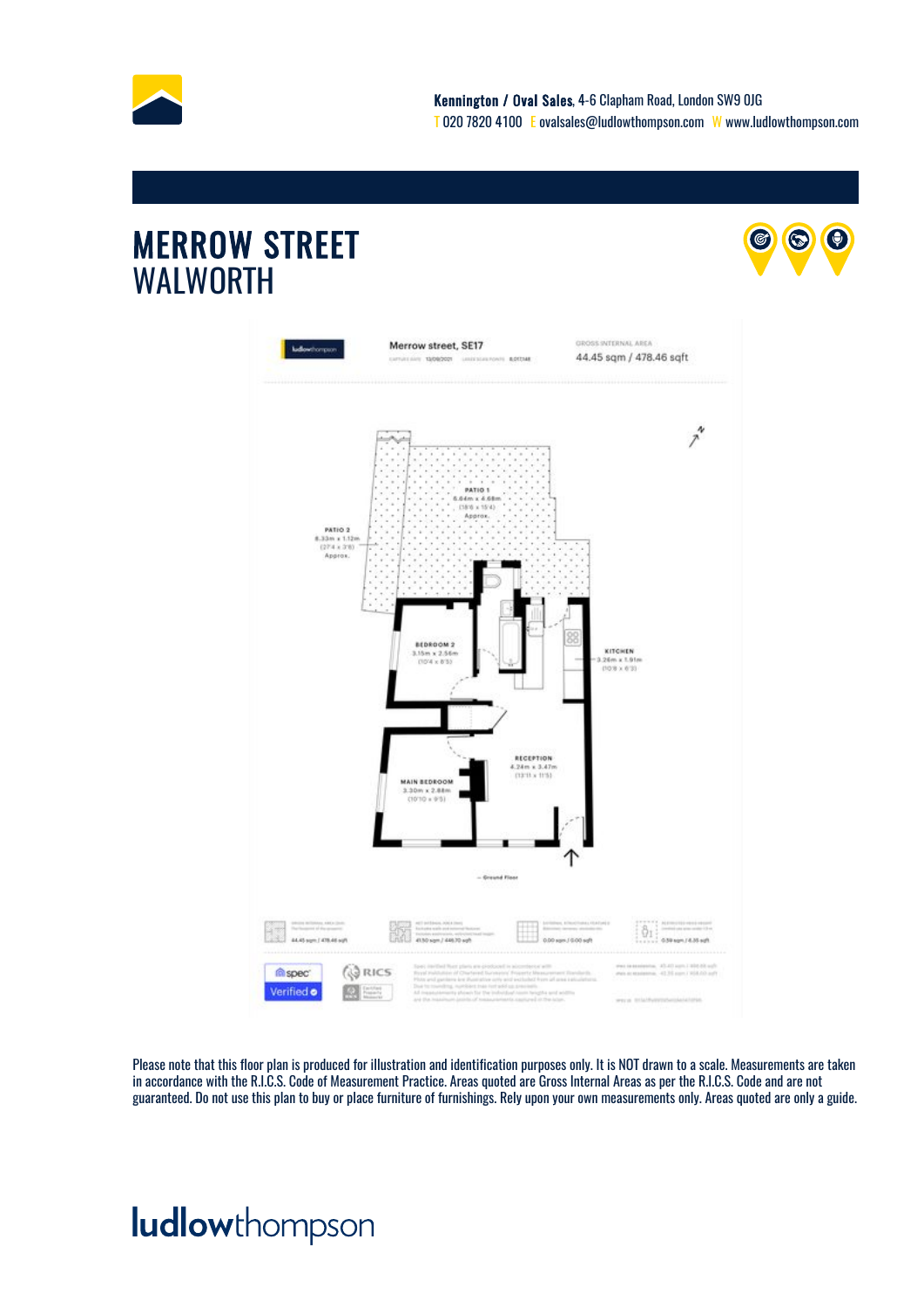**Kennington / Oval Sales**, 4-6 Clapham Road, London SW9 0JG
T 020 7820 4100 E ovalsales@ludlowthompson.com W www.ludlowthompson.com

# MERROW STREET
## WALWORTH

Merrow street, SE17

GROSS INTERNAL AREA
44.45 sqm / 478.46 sqft

PATIO 1
5.64m x 4.68m
(18'6 x 15'4)
Approx.

PATIO 2
8.33m x 1.12m
(27'4 x 3'8)
Approx.

BEDROOM 2
3.15m x 2.56m
(10'4 x 8'5)

KITCHEN
3.26m x 1.91m
(10'8 x 6'3)

RECEPTION
4.24m x 3.47m
(13'11 x 11'5)

MAIN BEDROOM
3.30m x 2.88m
(10'10 x 9'5)

— Ground Floor

44.45 sqm / 478.46 sqft

41.50 sqm / 446.70 sqft

0.00 sqm / 0.00 sqft

0.59 sqm / 6.35 sqft

spec Verified

RICS

Please note that this floor plan is produced for illustration and identification purposes only. It is NOT drawn to a scale. Measurements are taken in accordance with the R.I.C.S. Code of Measurement Practice. Areas quoted are Gross Internal Areas as per the R.I.C.S. Code and are not guaranteed. Do not use this plan to buy or place furniture of furnishings. Rely upon your own measurements only. Areas quoted are only a guide.

**ludlow**thompson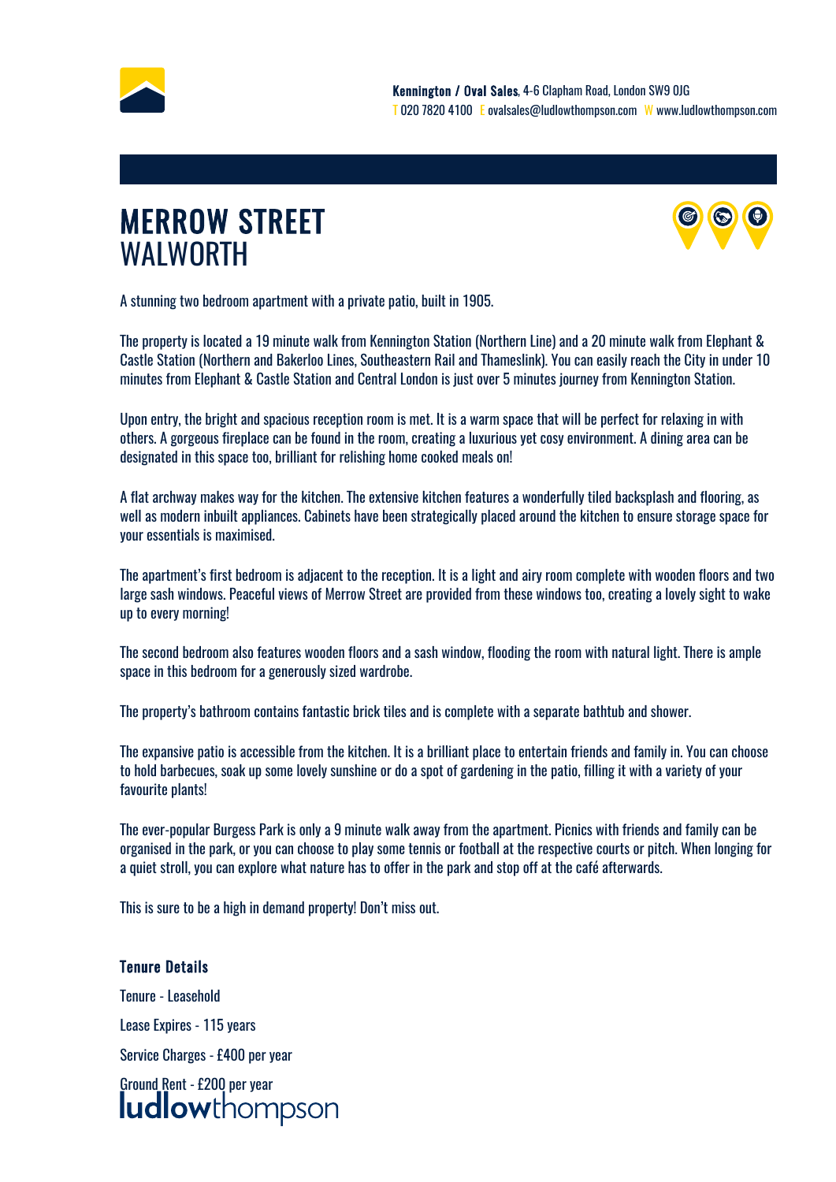**Kennington / Oval Sales**, 4-6 Clapham Road, London SW9 0JG
T 020 7820 4100 E ovalsales@ludlowthompson.com W www.ludlowthompson.com

# MERROW STREET
## WALWORTH

A stunning two bedroom apartment with a private patio, built in 1905.

The property is located a 19 minute walk from Kennington Station (Northern Line) and a 20 minute walk from Elephant & Castle Station (Northern and Bakerloo Lines, Southeastern Rail and Thameslink). You can easily reach the City in under 10 minutes from Elephant & Castle Station and Central London is just over 5 minutes journey from Kennington Station.

Upon entry, the bright and spacious reception room is met. It is a warm space that will be perfect for relaxing in with others. A gorgeous fireplace can be found in the room, creating a luxurious yet cosy environment. A dining area can be designated in this space too, brilliant for relishing home cooked meals on!

A flat archway makes way for the kitchen. The extensive kitchen features a wonderfully tiled backsplash and flooring, as well as modern inbuilt appliances. Cabinets have been strategically placed around the kitchen to ensure storage space for your essentials is maximised.

The apartment's first bedroom is adjacent to the reception. It is a light and airy room complete with wooden floors and two large sash windows. Peaceful views of Merrow Street are provided from these windows too, creating a lovely sight to wake up to every morning!

The second bedroom also features wooden floors and a sash window, flooding the room with natural light. There is ample space in this bedroom for a generously sized wardrobe.

The property's bathroom contains fantastic brick tiles and is complete with a separate bathtub and shower.

The expansive patio is accessible from the kitchen. It is a brilliant place to entertain friends and family in. You can choose to hold barbecues, soak up some lovely sunshine or do a spot of gardening in the patio, filling it with a variety of your favourite plants!

The ever-popular Burgess Park is only a 9 minute walk away from the apartment. Picnics with friends and family can be organised in the park, or you can choose to play some tennis or football at the respective courts or pitch. When longing for a quiet stroll, you can explore what nature has to offer in the park and stop off at the café afterwards.

This is sure to be a high in demand property! Don't miss out.

### Tenure Details

Tenure - Leasehold

Lease Expires - 115 years

Service Charges - £400 per year

Ground Rent - £200 per year

ludlowthompson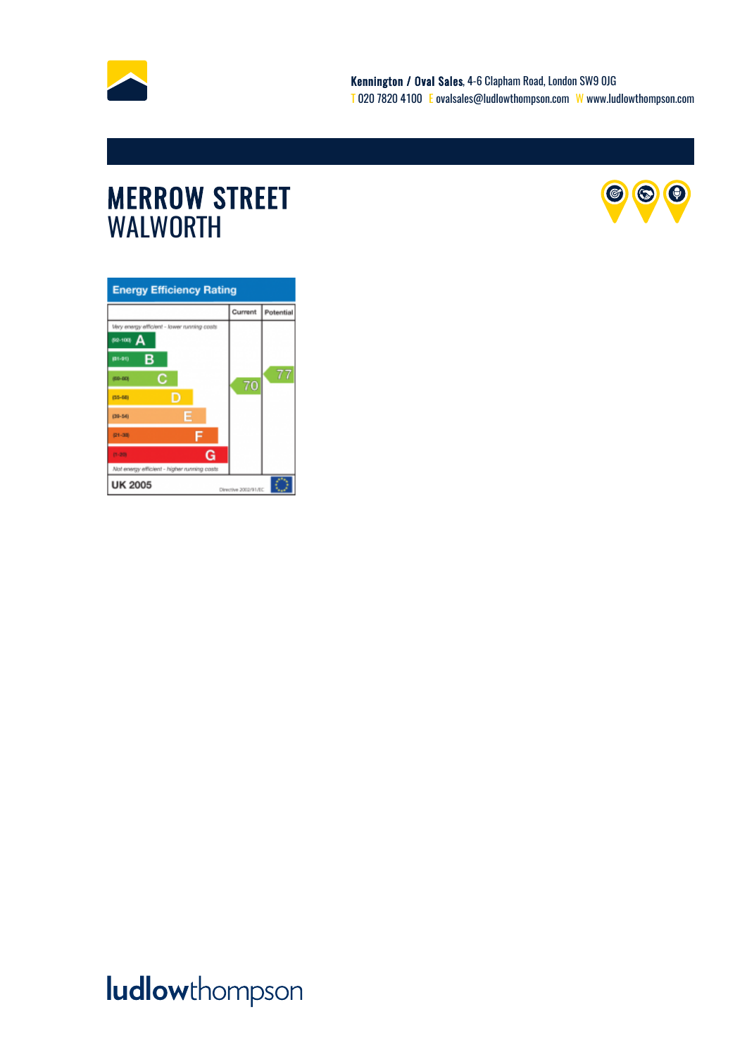**Kennington / Oval Sales**, 4-6 Clapham Road, London SW9 0JG
T 020 7820 4100 E ovalsales@ludlowthompson.com W www.ludlowthompson.com

# MERROW STREET
## WALWORTH

**Energy Efficiency Rating**

| | Current | Potential |
|---|---|---|
| *Very energy efficient - lower running costs* | | |
| (92-100) A | | |
| (81-91) B | | |
| (69-80) C | 70 | 77 |
| (55-68) D | | |
| (39-54) E | | |
| (21-38) F | | |
| (1-20) G | | |
| *Not energy efficient - higher running costs* | | |
| UK 2005 | Directive 2002/91/EC | |

ludlowthompson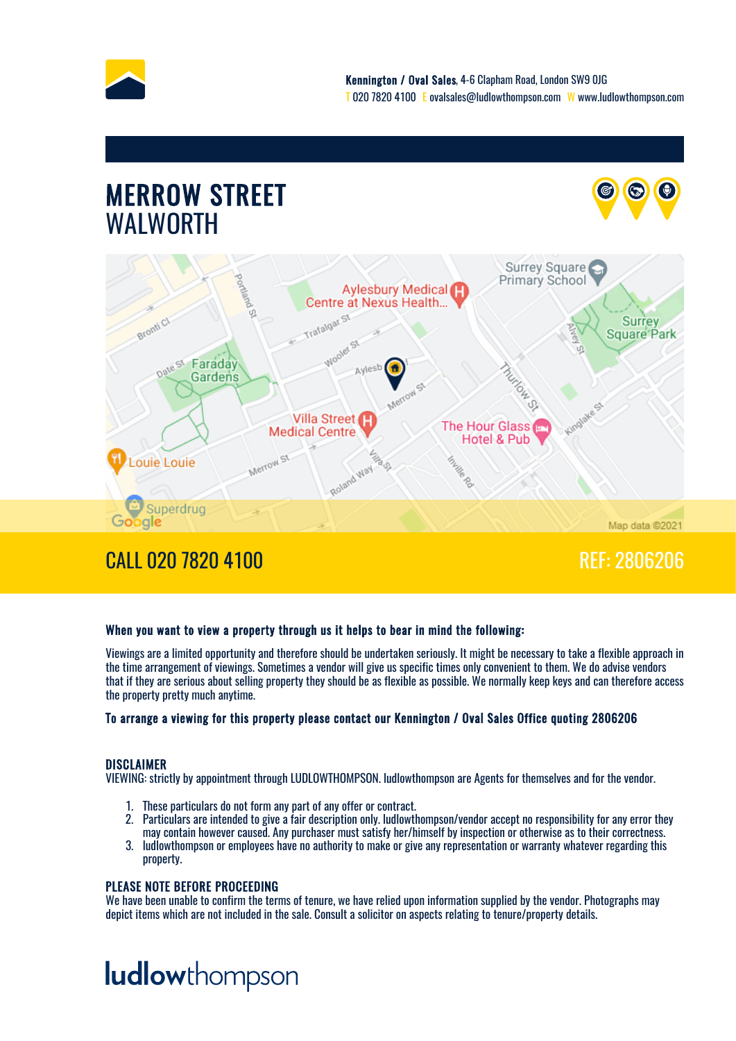**Kennington / Oval Sales**, 4-6 Clapham Road, London SW9 0JG
T 020 7820 4100 E ovalsales@ludlowthompson.com W www.ludlowthompson.com

# MERROW STREET
## WALWORTH

CALL 020 7820 4100

REF: 2806206

**When you want to view a property through us it helps to bear in mind the following:**

Viewings are a limited opportunity and therefore should be undertaken seriously. It might be necessary to take a flexible approach in the time arrangement of viewings. Sometimes a vendor will give us specific times only convenient to them. We do advise vendors that if they are serious about selling property they should be as flexible as possible. We normally keep keys and can therefore access the property pretty much anytime.

**To arrange a viewing for this property please contact our Kennington / Oval Sales Office quoting 2806206**

### DISCLAIMER

VIEWING: strictly by appointment through LUDLOWTHOMPSON. ludlowthompson are Agents for themselves and for the vendor.

1. These particulars do not form any part of any offer or contract.
2. Particulars are intended to give a fair description only. ludlowthompson/vendor accept no responsibility for any error they may contain however caused. Any purchaser must satisfy her/himself by inspection or otherwise as to their correctness.
3. ludlowthompson or employees have no authority to make or give any representation or warranty whatever regarding this property.

### PLEASE NOTE BEFORE PROCEEDING

We have been unable to confirm the terms of tenure, we have relied upon information supplied by the vendor. Photographs may depict items which are not included in the sale. Consult a solicitor on aspects relating to tenure/property details.

ludlowthompson